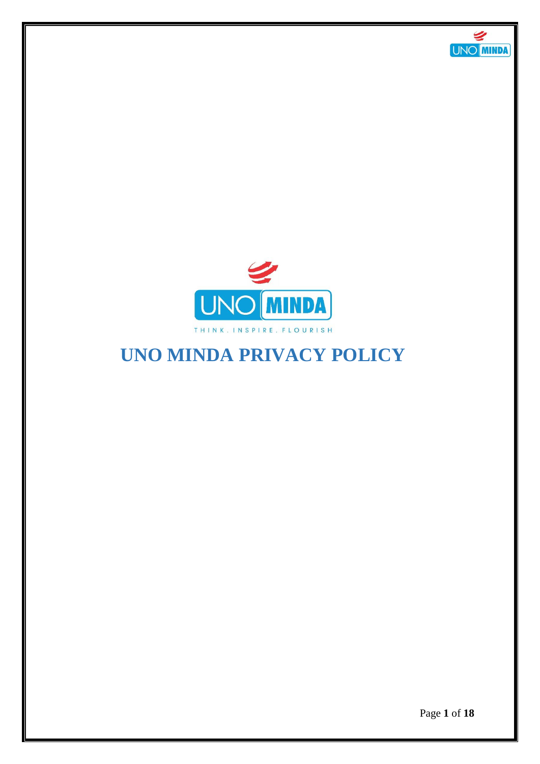THINK. INSPIRE. FLOURISH

# UNO MINDA PRIVACY POLICY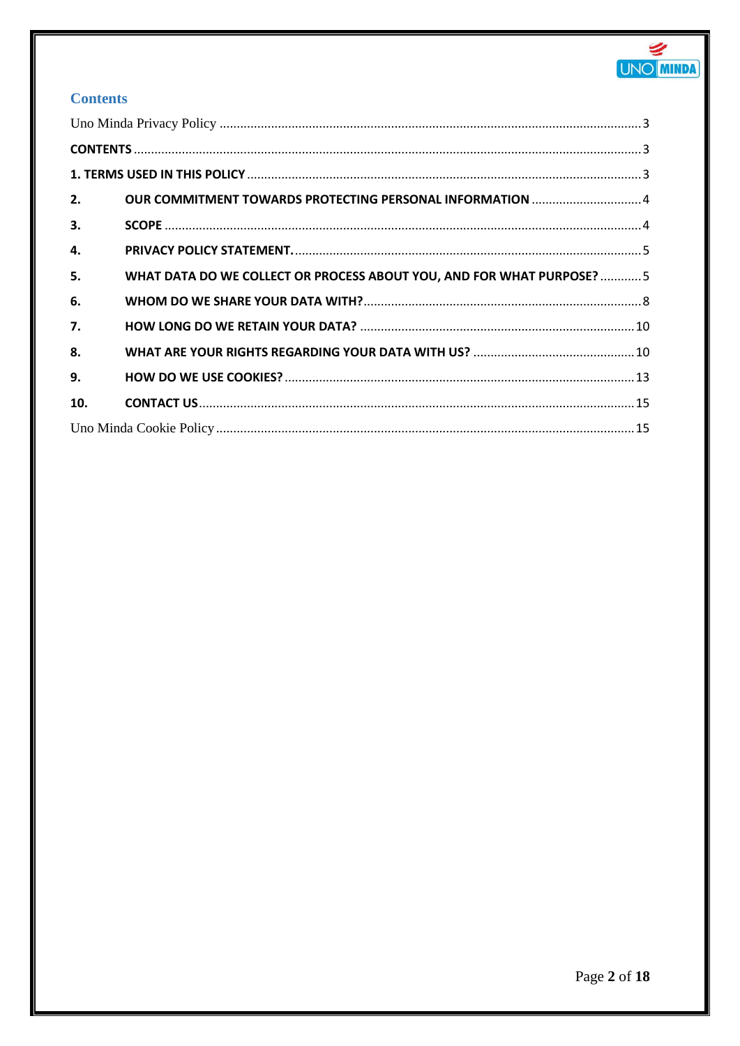## Contents

Uno Minda Privacy Policy ........................................................................................................................ 3

**CONTENTS** ........................................................................................................................................ 3

**1. TERMS USED IN THIS POLICY** ........................................................................................................ 3

**2. OUR COMMITMENT TOWARDS PROTECTING PERSONAL INFORMATION** ................................ 4

**3. SCOPE** ............................................................................................................................................ 4

**4. PRIVACY POLICY STATEMENT.** ...................................................................................................... 5

**5. WHAT DATA DO WE COLLECT OR PROCESS ABOUT YOU, AND FOR WHAT PURPOSE?** ............ 5

**6. WHOM DO WE SHARE YOUR DATA WITH?** .................................................................................. 8

**7. HOW LONG DO WE RETAIN YOUR DATA?** .................................................................................. 10

**8. WHAT ARE YOUR RIGHTS REGARDING YOUR DATA WITH US?** ................................................ 10

**9. HOW DO WE USE COOKIES?** ........................................................................................................ 13

**10. CONTACT US** ................................................................................................................................ 15

Uno Minda Cookie Policy ....................................................................................................................... 15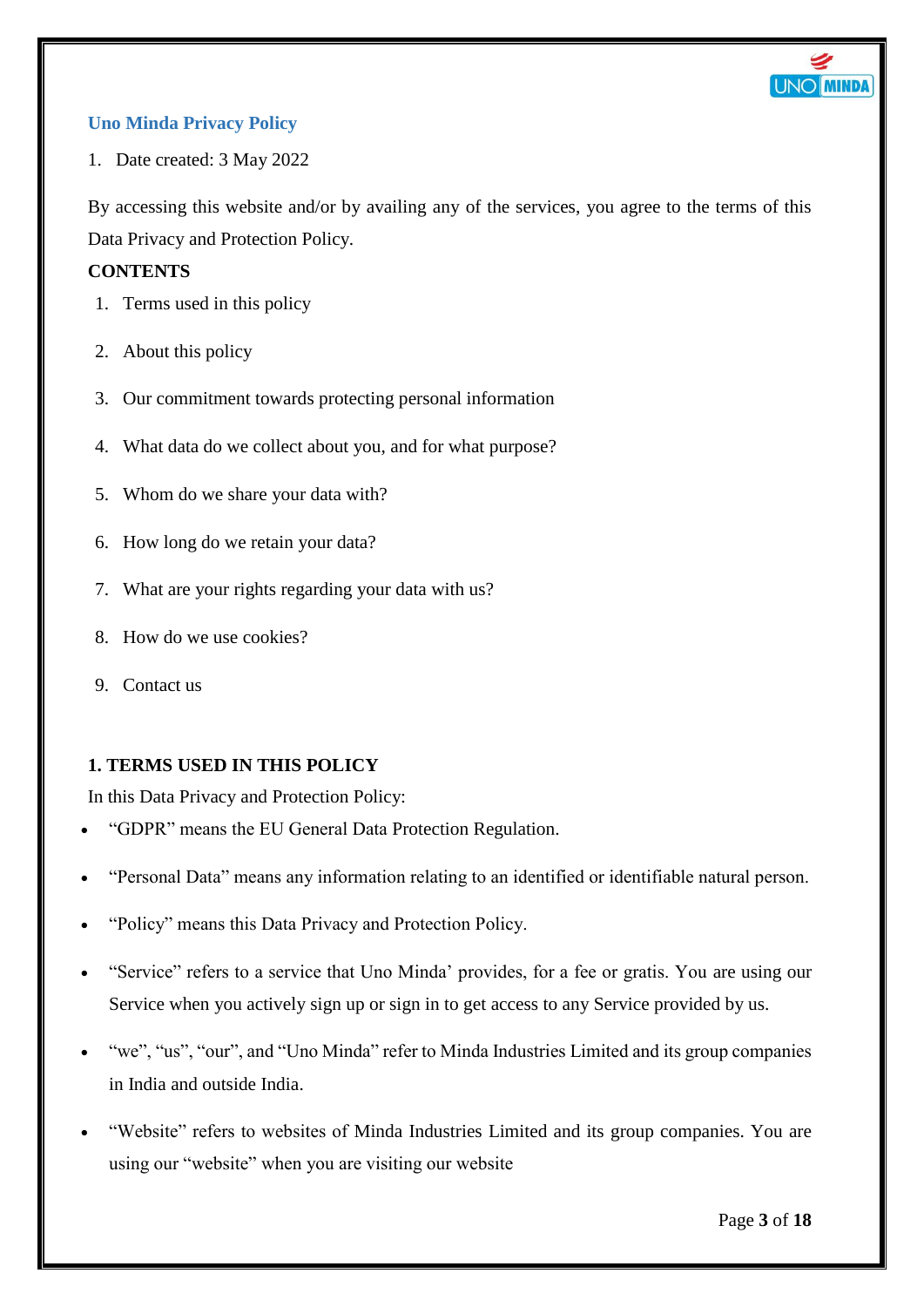## Uno Minda Privacy Policy

1. Date created: 3 May 2022

By accessing this website and/or by availing any of the services, you agree to the terms of this Data Privacy and Protection Policy.

**CONTENTS**

1. Terms used in this policy
2. About this policy
3. Our commitment towards protecting personal information
4. What data do we collect about you, and for what purpose?
5. Whom do we share your data with?
6. How long do we retain your data?
7. What are your rights regarding your data with us?
8. How do we use cookies?
9. Contact us

### 1. TERMS USED IN THIS POLICY

In this Data Privacy and Protection Policy:

- "GDPR" means the EU General Data Protection Regulation.
- "Personal Data" means any information relating to an identified or identifiable natural person.
- "Policy" means this Data Privacy and Protection Policy.
- "Service" refers to a service that Uno Minda' provides, for a fee or gratis. You are using our Service when you actively sign up or sign in to get access to any Service provided by us.
- "we", "us", "our", and "Uno Minda" refer to Minda Industries Limited and its group companies in India and outside India.
- "Website" refers to websites of Minda Industries Limited and its group companies. You are using our "website" when you are visiting our website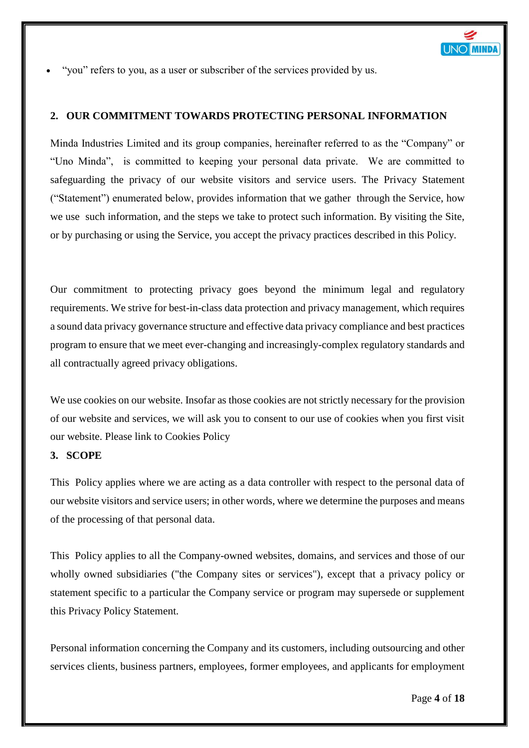- "you" refers to you, as a user or subscriber of the services provided by us.

## 2. OUR COMMITMENT TOWARDS PROTECTING PERSONAL INFORMATION

Minda Industries Limited and its group companies, hereinafter referred to as the "Company" or "Uno Minda", is committed to keeping your personal data private. We are committed to safeguarding the privacy of our website visitors and service users. The Privacy Statement ("Statement") enumerated below, provides information that we gather through the Service, how we use such information, and the steps we take to protect such information. By visiting the Site, or by purchasing or using the Service, you accept the privacy practices described in this Policy.

Our commitment to protecting privacy goes beyond the minimum legal and regulatory requirements. We strive for best-in-class data protection and privacy management, which requires a sound data privacy governance structure and effective data privacy compliance and best practices program to ensure that we meet ever-changing and increasingly-complex regulatory standards and all contractually agreed privacy obligations.

We use cookies on our website. Insofar as those cookies are not strictly necessary for the provision of our website and services, we will ask you to consent to our use of cookies when you first visit our website. Please link to Cookies Policy

## 3. SCOPE

This Policy applies where we are acting as a data controller with respect to the personal data of our website visitors and service users; in other words, where we determine the purposes and means of the processing of that personal data.

This Policy applies to all the Company-owned websites, domains, and services and those of our wholly owned subsidiaries ("the Company sites or services"), except that a privacy policy or statement specific to a particular the Company service or program may supersede or supplement this Privacy Policy Statement.

Personal information concerning the Company and its customers, including outsourcing and other services clients, business partners, employees, former employees, and applicants for employment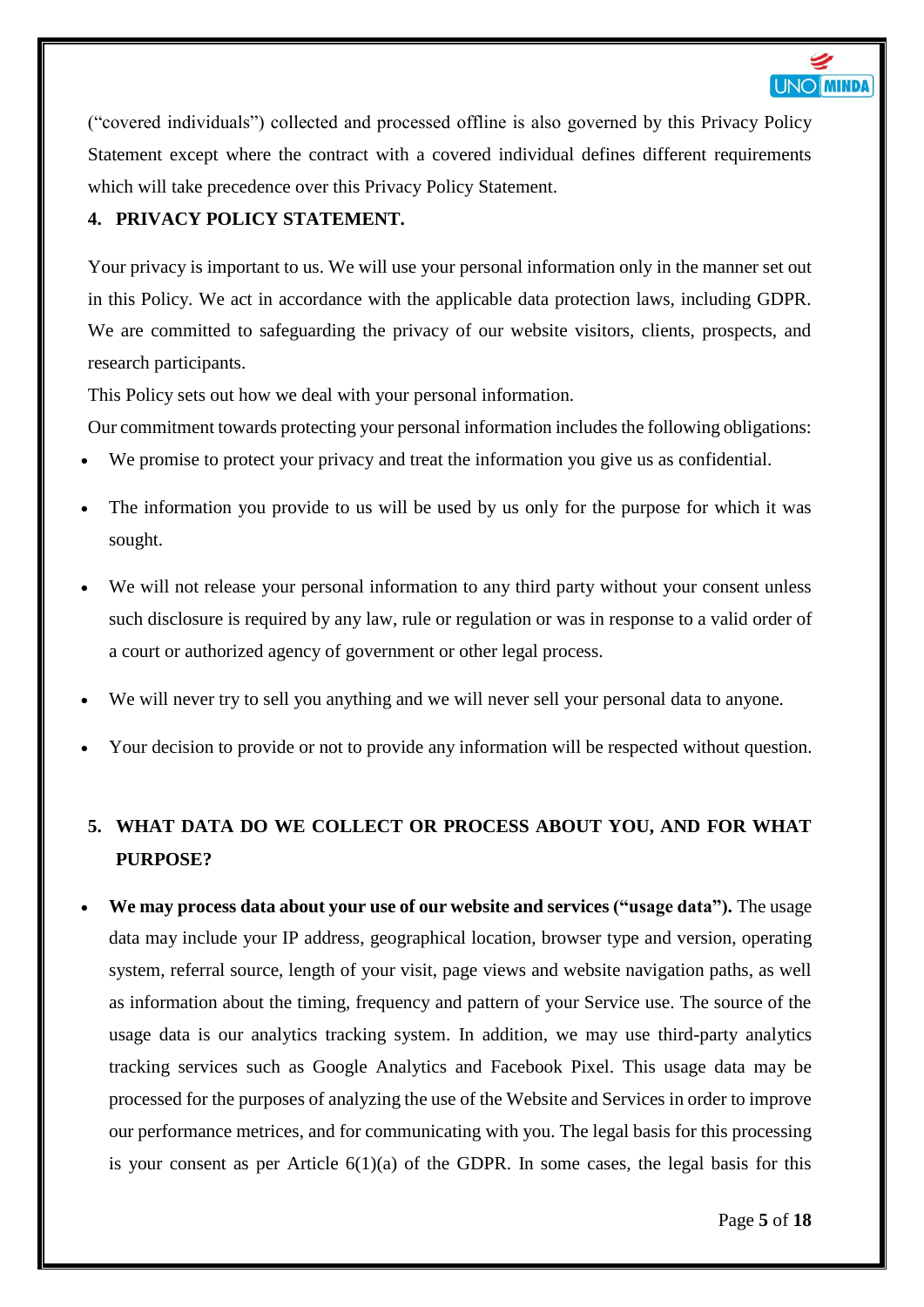("covered individuals") collected and processed offline is also governed by this Privacy Policy Statement except where the contract with a covered individual defines different requirements which will take precedence over this Privacy Policy Statement.

## 4. PRIVACY POLICY STATEMENT.

Your privacy is important to us. We will use your personal information only in the manner set out in this Policy. We act in accordance with the applicable data protection laws, including GDPR. We are committed to safeguarding the privacy of our website visitors, clients, prospects, and research participants.

This Policy sets out how we deal with your personal information.

Our commitment towards protecting your personal information includes the following obligations:

- We promise to protect your privacy and treat the information you give us as confidential.
- The information you provide to us will be used by us only for the purpose for which it was sought.
- We will not release your personal information to any third party without your consent unless such disclosure is required by any law, rule or regulation or was in response to a valid order of a court or authorized agency of government or other legal process.
- We will never try to sell you anything and we will never sell your personal data to anyone.
- Your decision to provide or not to provide any information will be respected without question.

## 5. WHAT DATA DO WE COLLECT OR PROCESS ABOUT YOU, AND FOR WHAT PURPOSE?

- **We may process data about your use of our website and services ("usage data").** The usage data may include your IP address, geographical location, browser type and version, operating system, referral source, length of your visit, page views and website navigation paths, as well as information about the timing, frequency and pattern of your Service use. The source of the usage data is our analytics tracking system. In addition, we may use third-party analytics tracking services such as Google Analytics and Facebook Pixel. This usage data may be processed for the purposes of analyzing the use of the Website and Services in order to improve our performance metrices, and for communicating with you. The legal basis for this processing is your consent as per Article 6(1)(a) of the GDPR. In some cases, the legal basis for this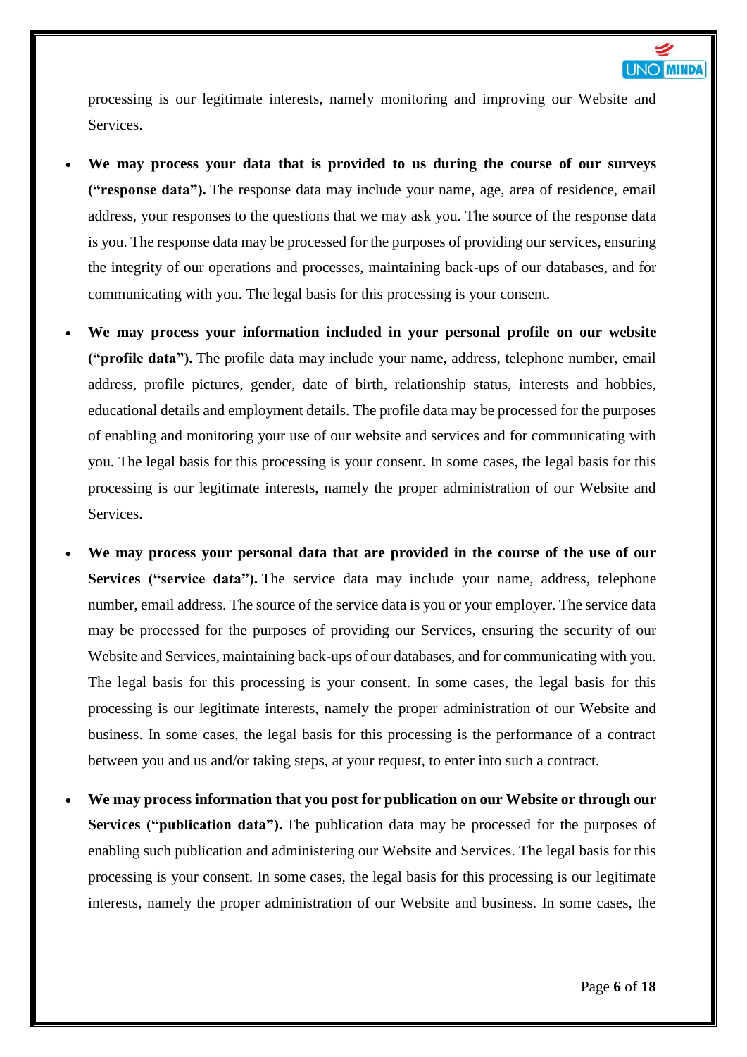processing is our legitimate interests, namely monitoring and improving our Website and Services.

- **We may process your data that is provided to us during the course of our surveys ("response data").** The response data may include your name, age, area of residence, email address, your responses to the questions that we may ask you. The source of the response data is you. The response data may be processed for the purposes of providing our services, ensuring the integrity of our operations and processes, maintaining back-ups of our databases, and for communicating with you. The legal basis for this processing is your consent.
- **We may process your information included in your personal profile on our website ("profile data").** The profile data may include your name, address, telephone number, email address, profile pictures, gender, date of birth, relationship status, interests and hobbies, educational details and employment details. The profile data may be processed for the purposes of enabling and monitoring your use of our website and services and for communicating with you. The legal basis for this processing is your consent. In some cases, the legal basis for this processing is our legitimate interests, namely the proper administration of our Website and Services.
- **We may process your personal data that are provided in the course of the use of our Services ("service data").** The service data may include your name, address, telephone number, email address. The source of the service data is you or your employer. The service data may be processed for the purposes of providing our Services, ensuring the security of our Website and Services, maintaining back-ups of our databases, and for communicating with you. The legal basis for this processing is your consent. In some cases, the legal basis for this processing is our legitimate interests, namely the proper administration of our Website and business. In some cases, the legal basis for this processing is the performance of a contract between you and us and/or taking steps, at your request, to enter into such a contract.
- **We may process information that you post for publication on our Website or through our Services ("publication data").** The publication data may be processed for the purposes of enabling such publication and administering our Website and Services. The legal basis for this processing is your consent. In some cases, the legal basis for this processing is our legitimate interests, namely the proper administration of our Website and business. In some cases, the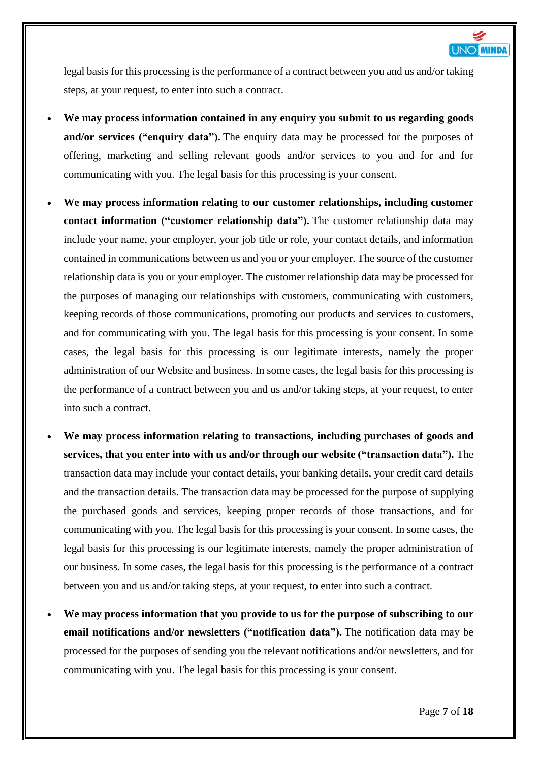legal basis for this processing is the performance of a contract between you and us and/or taking steps, at your request, to enter into such a contract.

- **We may process information contained in any enquiry you submit to us regarding goods and/or services ("enquiry data").** The enquiry data may be processed for the purposes of offering, marketing and selling relevant goods and/or services to you and for and for communicating with you. The legal basis for this processing is your consent.

- **We may process information relating to our customer relationships, including customer contact information ("customer relationship data").** The customer relationship data may include your name, your employer, your job title or role, your contact details, and information contained in communications between us and you or your employer. The source of the customer relationship data is you or your employer. The customer relationship data may be processed for the purposes of managing our relationships with customers, communicating with customers, keeping records of those communications, promoting our products and services to customers, and for communicating with you. The legal basis for this processing is your consent. In some cases, the legal basis for this processing is our legitimate interests, namely the proper administration of our Website and business. In some cases, the legal basis for this processing is the performance of a contract between you and us and/or taking steps, at your request, to enter into such a contract.

- **We may process information relating to transactions, including purchases of goods and services, that you enter into with us and/or through our website ("transaction data").** The transaction data may include your contact details, your banking details, your credit card details and the transaction details. The transaction data may be processed for the purpose of supplying the purchased goods and services, keeping proper records of those transactions, and for communicating with you. The legal basis for this processing is your consent. In some cases, the legal basis for this processing is our legitimate interests, namely the proper administration of our business. In some cases, the legal basis for this processing is the performance of a contract between you and us and/or taking steps, at your request, to enter into such a contract.

- **We may process information that you provide to us for the purpose of subscribing to our email notifications and/or newsletters ("notification data").** The notification data may be processed for the purposes of sending you the relevant notifications and/or newsletters, and for communicating with you. The legal basis for this processing is your consent.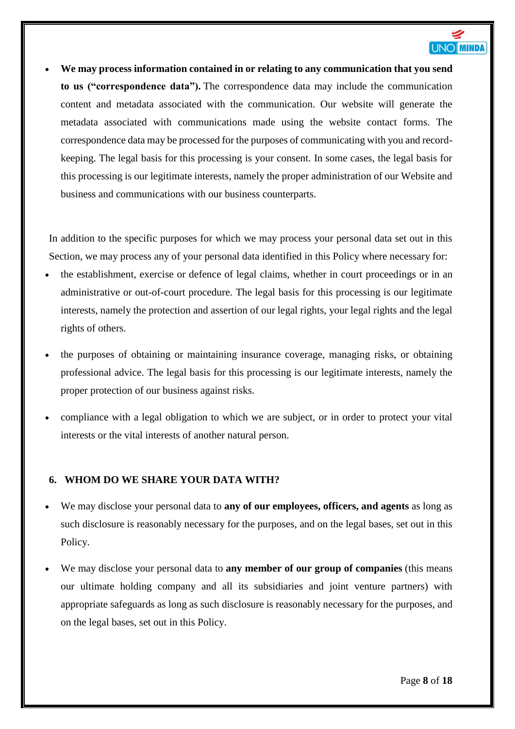- **We may process information contained in or relating to any communication that you send to us ("correspondence data").** The correspondence data may include the communication content and metadata associated with the communication. Our website will generate the metadata associated with communications made using the website contact forms. The correspondence data may be processed for the purposes of communicating with you and record-keeping. The legal basis for this processing is your consent. In some cases, the legal basis for this processing is our legitimate interests, namely the proper administration of our Website and business and communications with our business counterparts.

In addition to the specific purposes for which we may process your personal data set out in this Section, we may process any of your personal data identified in this Policy where necessary for:

- the establishment, exercise or defence of legal claims, whether in court proceedings or in an administrative or out-of-court procedure. The legal basis for this processing is our legitimate interests, namely the protection and assertion of our legal rights, your legal rights and the legal rights of others.
- the purposes of obtaining or maintaining insurance coverage, managing risks, or obtaining professional advice. The legal basis for this processing is our legitimate interests, namely the proper protection of our business against risks.
- compliance with a legal obligation to which we are subject, or in order to protect your vital interests or the vital interests of another natural person.

## 6. WHOM DO WE SHARE YOUR DATA WITH?

- We may disclose your personal data to **any of our employees, officers, and agents** as long as such disclosure is reasonably necessary for the purposes, and on the legal bases, set out in this Policy.
- We may disclose your personal data to **any member of our group of companies** (this means our ultimate holding company and all its subsidiaries and joint venture partners) with appropriate safeguards as long as such disclosure is reasonably necessary for the purposes, and on the legal bases, set out in this Policy.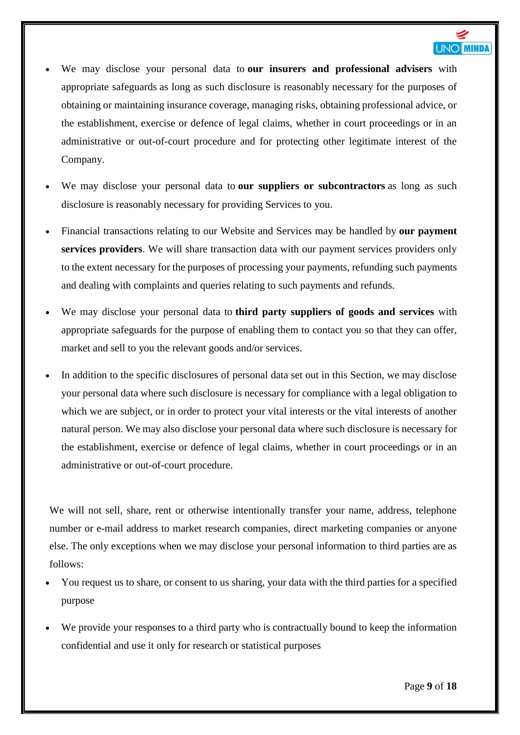- We may disclose your personal data to **our insurers and professional advisers** with appropriate safeguards as long as such disclosure is reasonably necessary for the purposes of obtaining or maintaining insurance coverage, managing risks, obtaining professional advice, or the establishment, exercise or defence of legal claims, whether in court proceedings or in an administrative or out-of-court procedure and for protecting other legitimate interest of the Company.

- We may disclose your personal data to **our suppliers or subcontractors** as long as such disclosure is reasonably necessary for providing Services to you.

- Financial transactions relating to our Website and Services may be handled by **our payment services providers**. We will share transaction data with our payment services providers only to the extent necessary for the purposes of processing your payments, refunding such payments and dealing with complaints and queries relating to such payments and refunds.

- We may disclose your personal data to **third party suppliers of goods and services** with appropriate safeguards for the purpose of enabling them to contact you so that they can offer, market and sell to you the relevant goods and/or services.

- In addition to the specific disclosures of personal data set out in this Section, we may disclose your personal data where such disclosure is necessary for compliance with a legal obligation to which we are subject, or in order to protect your vital interests or the vital interests of another natural person. We may also disclose your personal data where such disclosure is necessary for the establishment, exercise or defence of legal claims, whether in court proceedings or in an administrative or out-of-court procedure.

We will not sell, share, rent or otherwise intentionally transfer your name, address, telephone number or e-mail address to market research companies, direct marketing companies or anyone else. The only exceptions when we may disclose your personal information to third parties are as follows:

- You request us to share, or consent to us sharing, your data with the third parties for a specified purpose

- We provide your responses to a third party who is contractually bound to keep the information confidential and use it only for research or statistical purposes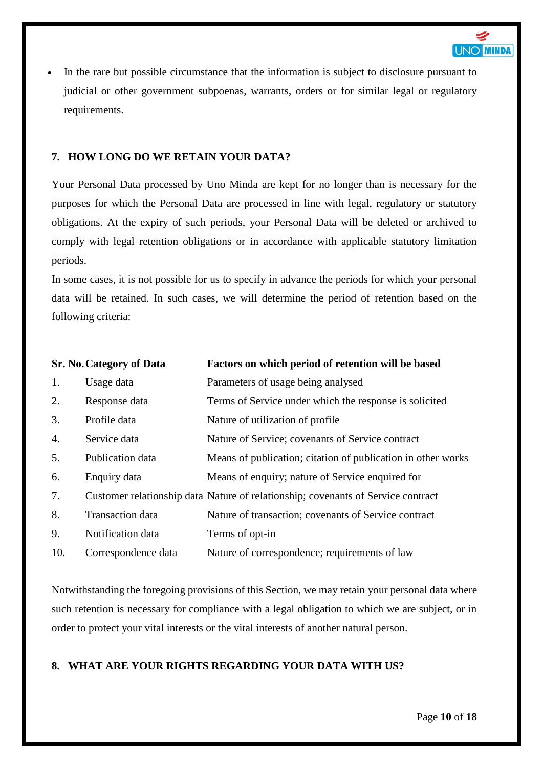- In the rare but possible circumstance that the information is subject to disclosure pursuant to judicial or other government subpoenas, warrants, orders or for similar legal or regulatory requirements.

## 7. HOW LONG DO WE RETAIN YOUR DATA?

Your Personal Data processed by Uno Minda are kept for no longer than is necessary for the purposes for which the Personal Data are processed in line with legal, regulatory or statutory obligations. At the expiry of such periods, your Personal Data will be deleted or archived to comply with legal retention obligations or in accordance with applicable statutory limitation periods.

In some cases, it is not possible for us to specify in advance the periods for which your personal data will be retained. In such cases, we will determine the period of retention based on the following criteria:

| Sr. No. | Category of Data | Factors on which period of retention will be based |
|---|---|---|
| 1. | Usage data | Parameters of usage being analysed |
| 2. | Response data | Terms of Service under which the response is solicited |
| 3. | Profile data | Nature of utilization of profile |
| 4. | Service data | Nature of Service; covenants of Service contract |
| 5. | Publication data | Means of publication; citation of publication in other works |
| 6. | Enquiry data | Means of enquiry; nature of Service enquired for |
| 7. | Customer relationship data | Nature of relationship; covenants of Service contract |
| 8. | Transaction data | Nature of transaction; covenants of Service contract |
| 9. | Notification data | Terms of opt-in |
| 10. | Correspondence data | Nature of correspondence; requirements of law |

Notwithstanding the foregoing provisions of this Section, we may retain your personal data where such retention is necessary for compliance with a legal obligation to which we are subject, or in order to protect your vital interests or the vital interests of another natural person.

## 8. WHAT ARE YOUR RIGHTS REGARDING YOUR DATA WITH US?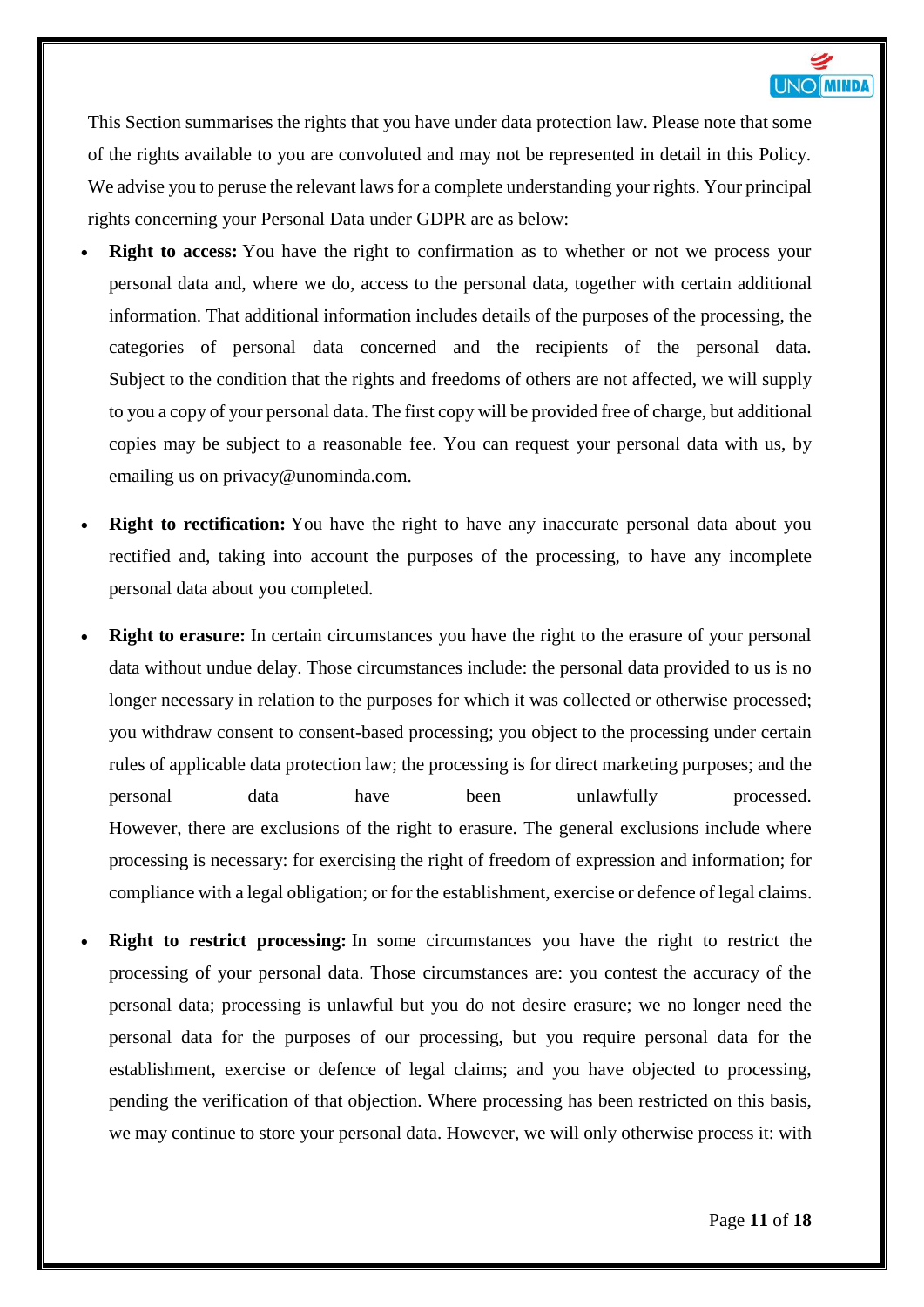This Section summarises the rights that you have under data protection law. Please note that some of the rights available to you are convoluted and may not be represented in detail in this Policy. We advise you to peruse the relevant laws for a complete understanding your rights. Your principal rights concerning your Personal Data under GDPR are as below:

- **Right to access:** You have the right to confirmation as to whether or not we process your personal data and, where we do, access to the personal data, together with certain additional information. That additional information includes details of the purposes of the processing, the categories of personal data concerned and the recipients of the personal data. Subject to the condition that the rights and freedoms of others are not affected, we will supply to you a copy of your personal data. The first copy will be provided free of charge, but additional copies may be subject to a reasonable fee. You can request your personal data with us, by emailing us on privacy@unominda.com.

- **Right to rectification:** You have the right to have any inaccurate personal data about you rectified and, taking into account the purposes of the processing, to have any incomplete personal data about you completed.

- **Right to erasure:** In certain circumstances you have the right to the erasure of your personal data without undue delay. Those circumstances include: the personal data provided to us is no longer necessary in relation to the purposes for which it was collected or otherwise processed; you withdraw consent to consent-based processing; you object to the processing under certain rules of applicable data protection law; the processing is for direct marketing purposes; and the personal data have been unlawfully processed. However, there are exclusions of the right to erasure. The general exclusions include where processing is necessary: for exercising the right of freedom of expression and information; for compliance with a legal obligation; or for the establishment, exercise or defence of legal claims.

- **Right to restrict processing:** In some circumstances you have the right to restrict the processing of your personal data. Those circumstances are: you contest the accuracy of the personal data; processing is unlawful but you do not desire erasure; we no longer need the personal data for the purposes of our processing, but you require personal data for the establishment, exercise or defence of legal claims; and you have objected to processing, pending the verification of that objection. Where processing has been restricted on this basis, we may continue to store your personal data. However, we will only otherwise process it: with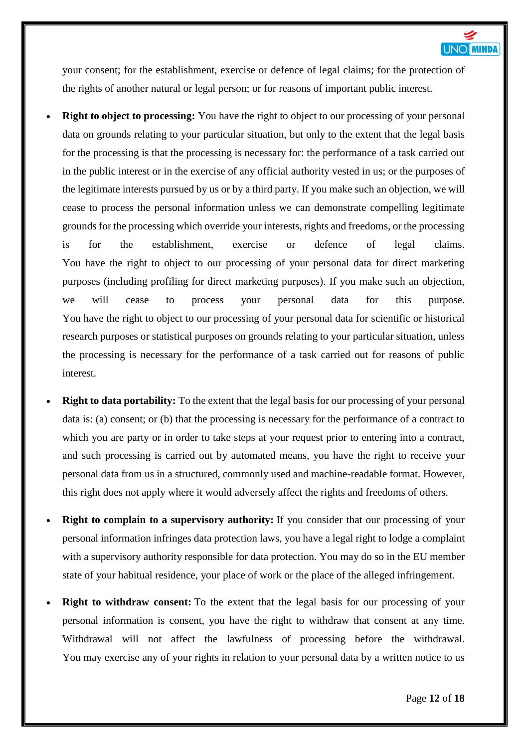your consent; for the establishment, exercise or defence of legal claims; for the protection of the rights of another natural or legal person; or for reasons of important public interest.

- **Right to object to processing:** You have the right to object to our processing of your personal data on grounds relating to your particular situation, but only to the extent that the legal basis for the processing is that the processing is necessary for: the performance of a task carried out in the public interest or in the exercise of any official authority vested in us; or the purposes of the legitimate interests pursued by us or by a third party. If you make such an objection, we will cease to process the personal information unless we can demonstrate compelling legitimate grounds for the processing which override your interests, rights and freedoms, or the processing is for the establishment, exercise or defence of legal claims. You have the right to object to our processing of your personal data for direct marketing purposes (including profiling for direct marketing purposes). If you make such an objection, we will cease to process your personal data for this purpose. You have the right to object to our processing of your personal data for scientific or historical research purposes or statistical purposes on grounds relating to your particular situation, unless the processing is necessary for the performance of a task carried out for reasons of public interest.

- **Right to data portability:** To the extent that the legal basis for our processing of your personal data is: (a) consent; or (b) that the processing is necessary for the performance of a contract to which you are party or in order to take steps at your request prior to entering into a contract, and such processing is carried out by automated means, you have the right to receive your personal data from us in a structured, commonly used and machine-readable format. However, this right does not apply where it would adversely affect the rights and freedoms of others.

- **Right to complain to a supervisory authority:** If you consider that our processing of your personal information infringes data protection laws, you have a legal right to lodge a complaint with a supervisory authority responsible for data protection. You may do so in the EU member state of your habitual residence, your place of work or the place of the alleged infringement.

- **Right to withdraw consent:** To the extent that the legal basis for our processing of your personal information is consent, you have the right to withdraw that consent at any time. Withdrawal will not affect the lawfulness of processing before the withdrawal. You may exercise any of your rights in relation to your personal data by a written notice to us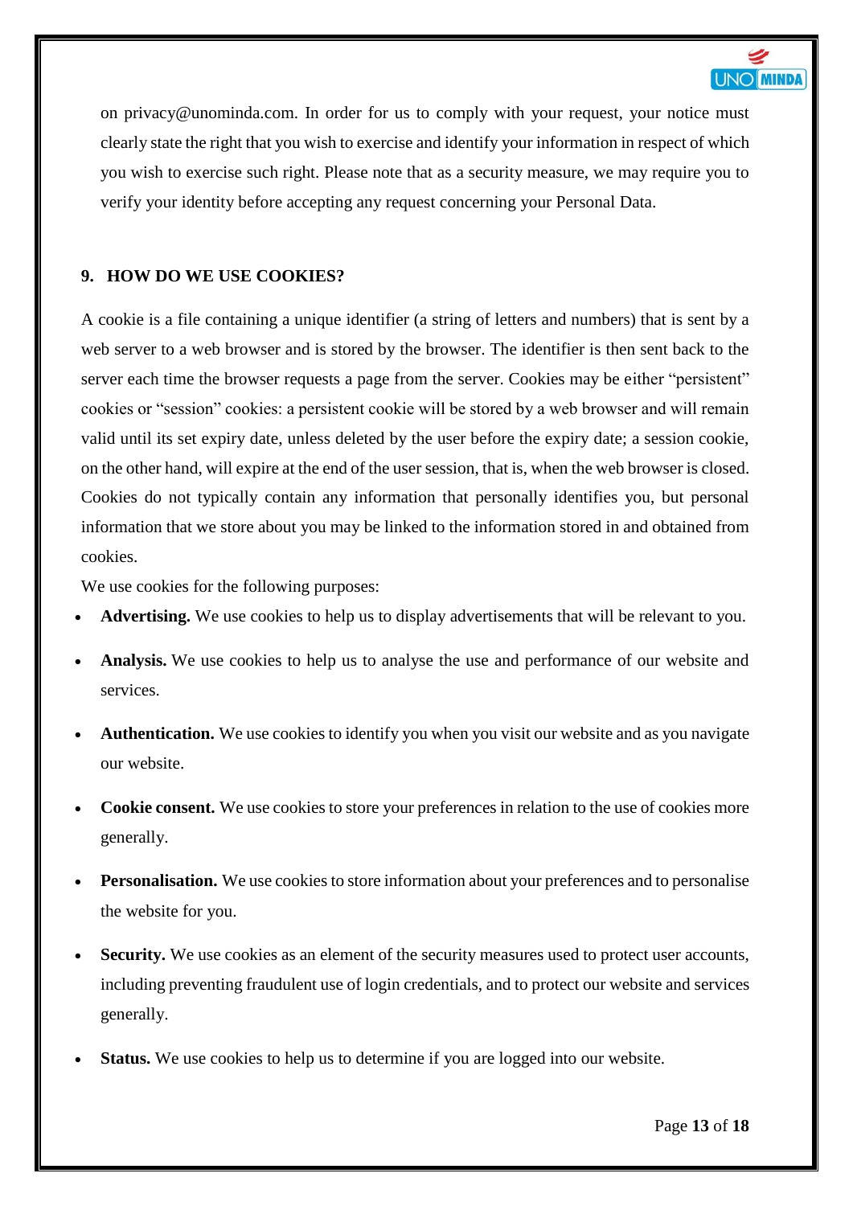on privacy@unominda.com. In order for us to comply with your request, your notice must clearly state the right that you wish to exercise and identify your information in respect of which you wish to exercise such right. Please note that as a security measure, we may require you to verify your identity before accepting any request concerning your Personal Data.

## 9. HOW DO WE USE COOKIES?

A cookie is a file containing a unique identifier (a string of letters and numbers) that is sent by a web server to a web browser and is stored by the browser. The identifier is then sent back to the server each time the browser requests a page from the server. Cookies may be either "persistent" cookies or "session" cookies: a persistent cookie will be stored by a web browser and will remain valid until its set expiry date, unless deleted by the user before the expiry date; a session cookie, on the other hand, will expire at the end of the user session, that is, when the web browser is closed. Cookies do not typically contain any information that personally identifies you, but personal information that we store about you may be linked to the information stored in and obtained from cookies.

We use cookies for the following purposes:

- **Advertising.** We use cookies to help us to display advertisements that will be relevant to you.
- **Analysis.** We use cookies to help us to analyse the use and performance of our website and services.
- **Authentication.** We use cookies to identify you when you visit our website and as you navigate our website.
- **Cookie consent.** We use cookies to store your preferences in relation to the use of cookies more generally.
- **Personalisation.** We use cookies to store information about your preferences and to personalise the website for you.
- **Security.** We use cookies as an element of the security measures used to protect user accounts, including preventing fraudulent use of login credentials, and to protect our website and services generally.
- **Status.** We use cookies to help us to determine if you are logged into our website.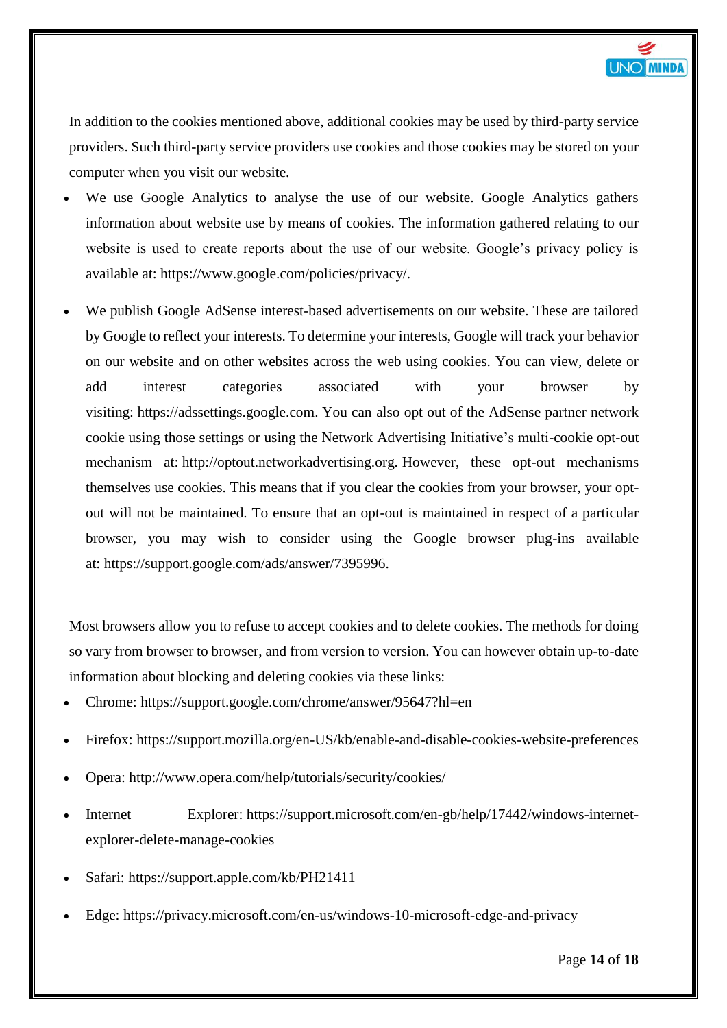In addition to the cookies mentioned above, additional cookies may be used by third-party service providers. Such third-party service providers use cookies and those cookies may be stored on your computer when you visit our website.

- We use Google Analytics to analyse the use of our website. Google Analytics gathers information about website use by means of cookies. The information gathered relating to our website is used to create reports about the use of our website. Google's privacy policy is available at: https://www.google.com/policies/privacy/.
- We publish Google AdSense interest-based advertisements on our website. These are tailored by Google to reflect your interests. To determine your interests, Google will track your behavior on our website and on other websites across the web using cookies. You can view, delete or add interest categories associated with your browser by visiting: https://adssettings.google.com. You can also opt out of the AdSense partner network cookie using those settings or using the Network Advertising Initiative's multi-cookie opt-out mechanism at: http://optout.networkadvertising.org. However, these opt-out mechanisms themselves use cookies. This means that if you clear the cookies from your browser, your opt-out will not be maintained. To ensure that an opt-out is maintained in respect of a particular browser, you may wish to consider using the Google browser plug-ins available at: https://support.google.com/ads/answer/7395996.

Most browsers allow you to refuse to accept cookies and to delete cookies. The methods for doing so vary from browser to browser, and from version to version. You can however obtain up-to-date information about blocking and deleting cookies via these links:

- Chrome: https://support.google.com/chrome/answer/95647?hl=en
- Firefox: https://support.mozilla.org/en-US/kb/enable-and-disable-cookies-website-preferences
- Opera: http://www.opera.com/help/tutorials/security/cookies/
- Internet Explorer: https://support.microsoft.com/en-gb/help/17442/windows-internet-explorer-delete-manage-cookies
- Safari: https://support.apple.com/kb/PH21411
- Edge: https://privacy.microsoft.com/en-us/windows-10-microsoft-edge-and-privacy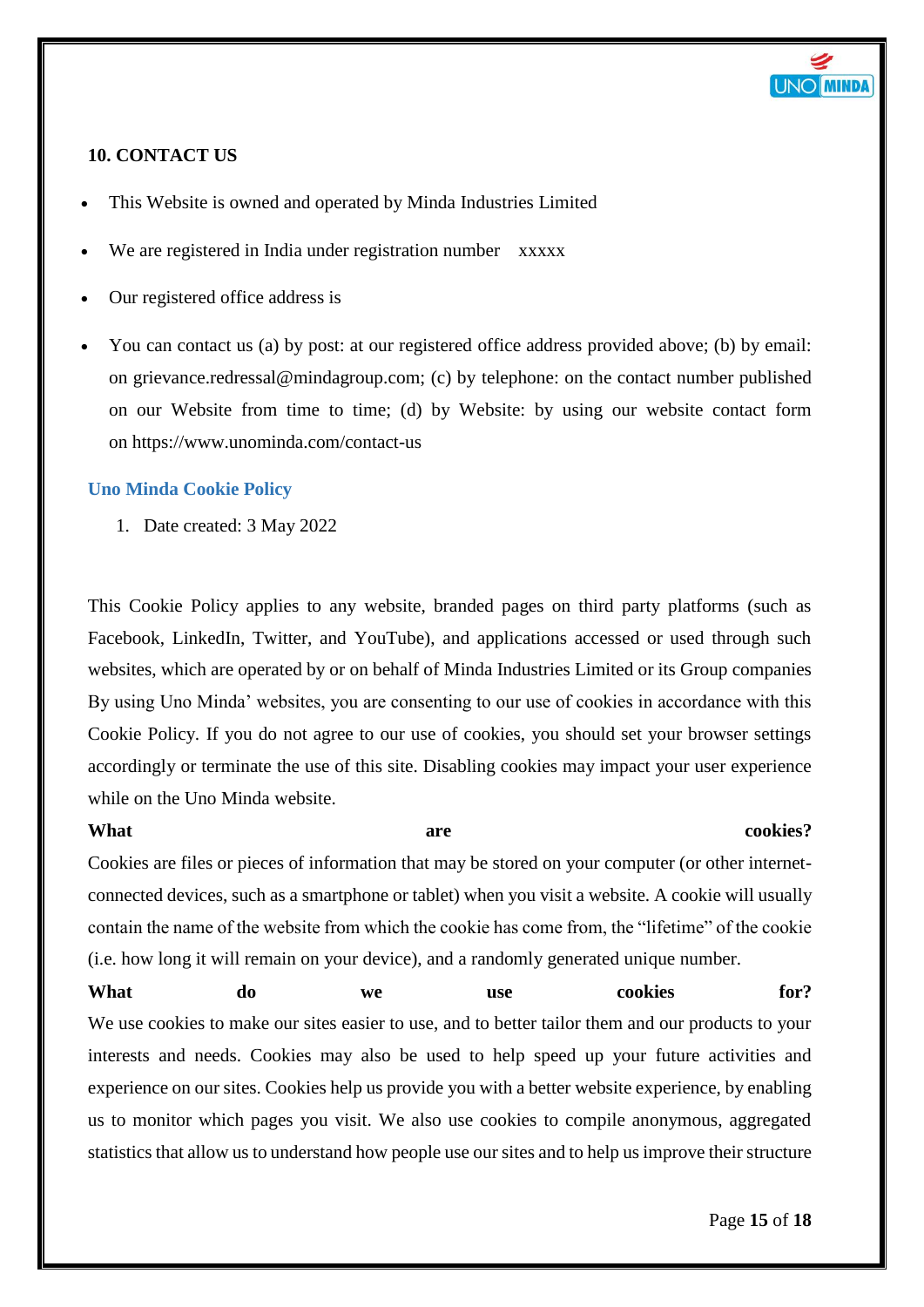## 10. CONTACT US

- This Website is owned and operated by Minda Industries Limited
- We are registered in India under registration number xxxxx
- Our registered office address is
- You can contact us (a) by post: at our registered office address provided above; (b) by email: on grievance.redressal@mindagroup.com; (c) by telephone: on the contact number published on our Website from time to time; (d) by Website: by using our website contact form on https://www.unominda.com/contact-us

## Uno Minda Cookie Policy

1. Date created: 3 May 2022

This Cookie Policy applies to any website, branded pages on third party platforms (such as Facebook, LinkedIn, Twitter, and YouTube), and applications accessed or used through such websites, which are operated by or on behalf of Minda Industries Limited or its Group companies By using Uno Minda' websites, you are consenting to our use of cookies in accordance with this Cookie Policy. If you do not agree to our use of cookies, you should set your browser settings accordingly or terminate the use of this site. Disabling cookies may impact your user experience while on the Uno Minda website.

**What are cookies?**

Cookies are files or pieces of information that may be stored on your computer (or other internet-connected devices, such as a smartphone or tablet) when you visit a website. A cookie will usually contain the name of the website from which the cookie has come from, the "lifetime" of the cookie (i.e. how long it will remain on your device), and a randomly generated unique number.

**What do we use cookies for?**

We use cookies to make our sites easier to use, and to better tailor them and our products to your interests and needs. Cookies may also be used to help speed up your future activities and experience on our sites. Cookies help us provide you with a better website experience, by enabling us to monitor which pages you visit. We also use cookies to compile anonymous, aggregated statistics that allow us to understand how people use our sites and to help us improve their structure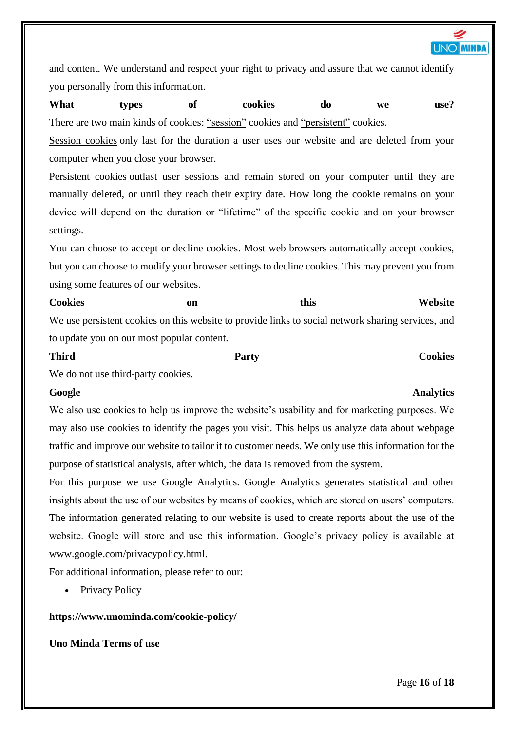and content. We understand and respect your right to privacy and assure that we cannot identify you personally from this information.

**What types of cookies do we use?**

There are two main kinds of cookies: "session" cookies and "persistent" cookies.

Session cookies only last for the duration a user uses our website and are deleted from your computer when you close your browser.

Persistent cookies outlast user sessions and remain stored on your computer until they are manually deleted, or until they reach their expiry date. How long the cookie remains on your device will depend on the duration or "lifetime" of the specific cookie and on your browser settings.

You can choose to accept or decline cookies. Most web browsers automatically accept cookies, but you can choose to modify your browser settings to decline cookies. This may prevent you from using some features of our websites.

**Cookies on this Website**

We use persistent cookies on this website to provide links to social network sharing services, and to update you on our most popular content.

**Third Party Cookies**

We do not use third-party cookies.

**Google Analytics**

We also use cookies to help us improve the website's usability and for marketing purposes. We may also use cookies to identify the pages you visit. This helps us analyze data about webpage traffic and improve our website to tailor it to customer needs. We only use this information for the purpose of statistical analysis, after which, the data is removed from the system.

For this purpose we use Google Analytics. Google Analytics generates statistical and other insights about the use of our websites by means of cookies, which are stored on users' computers. The information generated relating to our website is used to create reports about the use of the website. Google will store and use this information. Google's privacy policy is available at www.google.com/privacypolicy.html.

For additional information, please refer to our:

- Privacy Policy

**https://www.unominda.com/cookie-policy/**

**Uno Minda Terms of use**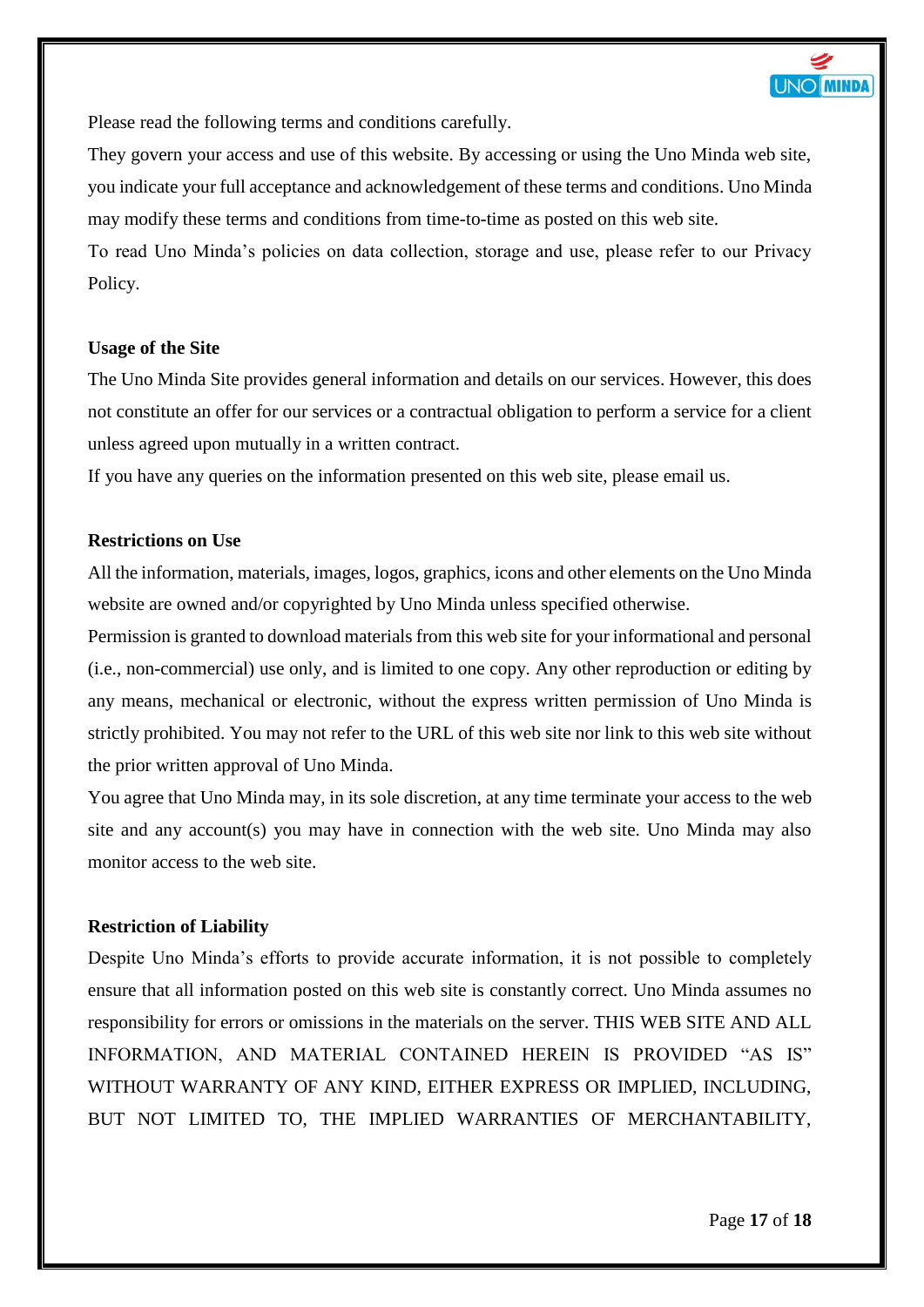Please read the following terms and conditions carefully.

They govern your access and use of this website. By accessing or using the Uno Minda web site, you indicate your full acceptance and acknowledgement of these terms and conditions. Uno Minda may modify these terms and conditions from time-to-time as posted on this web site.

To read Uno Minda's policies on data collection, storage and use, please refer to our Privacy Policy.

**Usage of the Site**

The Uno Minda Site provides general information and details on our services. However, this does not constitute an offer for our services or a contractual obligation to perform a service for a client unless agreed upon mutually in a written contract.

If you have any queries on the information presented on this web site, please email us.

**Restrictions on Use**

All the information, materials, images, logos, graphics, icons and other elements on the Uno Minda website are owned and/or copyrighted by Uno Minda unless specified otherwise.

Permission is granted to download materials from this web site for your informational and personal (i.e., non-commercial) use only, and is limited to one copy. Any other reproduction or editing by any means, mechanical or electronic, without the express written permission of Uno Minda is strictly prohibited. You may not refer to the URL of this web site nor link to this web site without the prior written approval of Uno Minda.

You agree that Uno Minda may, in its sole discretion, at any time terminate your access to the web site and any account(s) you may have in connection with the web site. Uno Minda may also monitor access to the web site.

**Restriction of Liability**

Despite Uno Minda's efforts to provide accurate information, it is not possible to completely ensure that all information posted on this web site is constantly correct. Uno Minda assumes no responsibility for errors or omissions in the materials on the server. THIS WEB SITE AND ALL INFORMATION, AND MATERIAL CONTAINED HEREIN IS PROVIDED "AS IS" WITHOUT WARRANTY OF ANY KIND, EITHER EXPRESS OR IMPLIED, INCLUDING, BUT NOT LIMITED TO, THE IMPLIED WARRANTIES OF MERCHANTABILITY,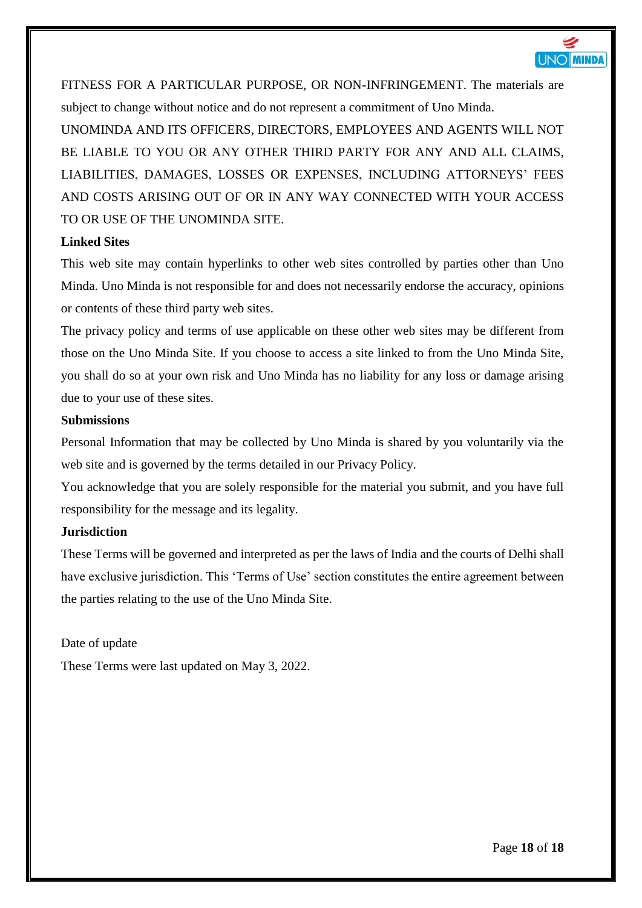FITNESS FOR A PARTICULAR PURPOSE, OR NON-INFRINGEMENT. The materials are subject to change without notice and do not represent a commitment of Uno Minda.

UNOMINDA AND ITS OFFICERS, DIRECTORS, EMPLOYEES AND AGENTS WILL NOT BE LIABLE TO YOU OR ANY OTHER THIRD PARTY FOR ANY AND ALL CLAIMS, LIABILITIES, DAMAGES, LOSSES OR EXPENSES, INCLUDING ATTORNEYS' FEES AND COSTS ARISING OUT OF OR IN ANY WAY CONNECTED WITH YOUR ACCESS TO OR USE OF THE UNOMINDA SITE.

**Linked Sites**

This web site may contain hyperlinks to other web sites controlled by parties other than Uno Minda. Uno Minda is not responsible for and does not necessarily endorse the accuracy, opinions or contents of these third party web sites.

The privacy policy and terms of use applicable on these other web sites may be different from those on the Uno Minda Site. If you choose to access a site linked to from the Uno Minda Site, you shall do so at your own risk and Uno Minda has no liability for any loss or damage arising due to your use of these sites.

**Submissions**

Personal Information that may be collected by Uno Minda is shared by you voluntarily via the web site and is governed by the terms detailed in our Privacy Policy.

You acknowledge that you are solely responsible for the material you submit, and you have full responsibility for the message and its legality.

**Jurisdiction**

These Terms will be governed and interpreted as per the laws of India and the courts of Delhi shall have exclusive jurisdiction. This 'Terms of Use' section constitutes the entire agreement between the parties relating to the use of the Uno Minda Site.

Date of update

These Terms were last updated on May 3, 2022.